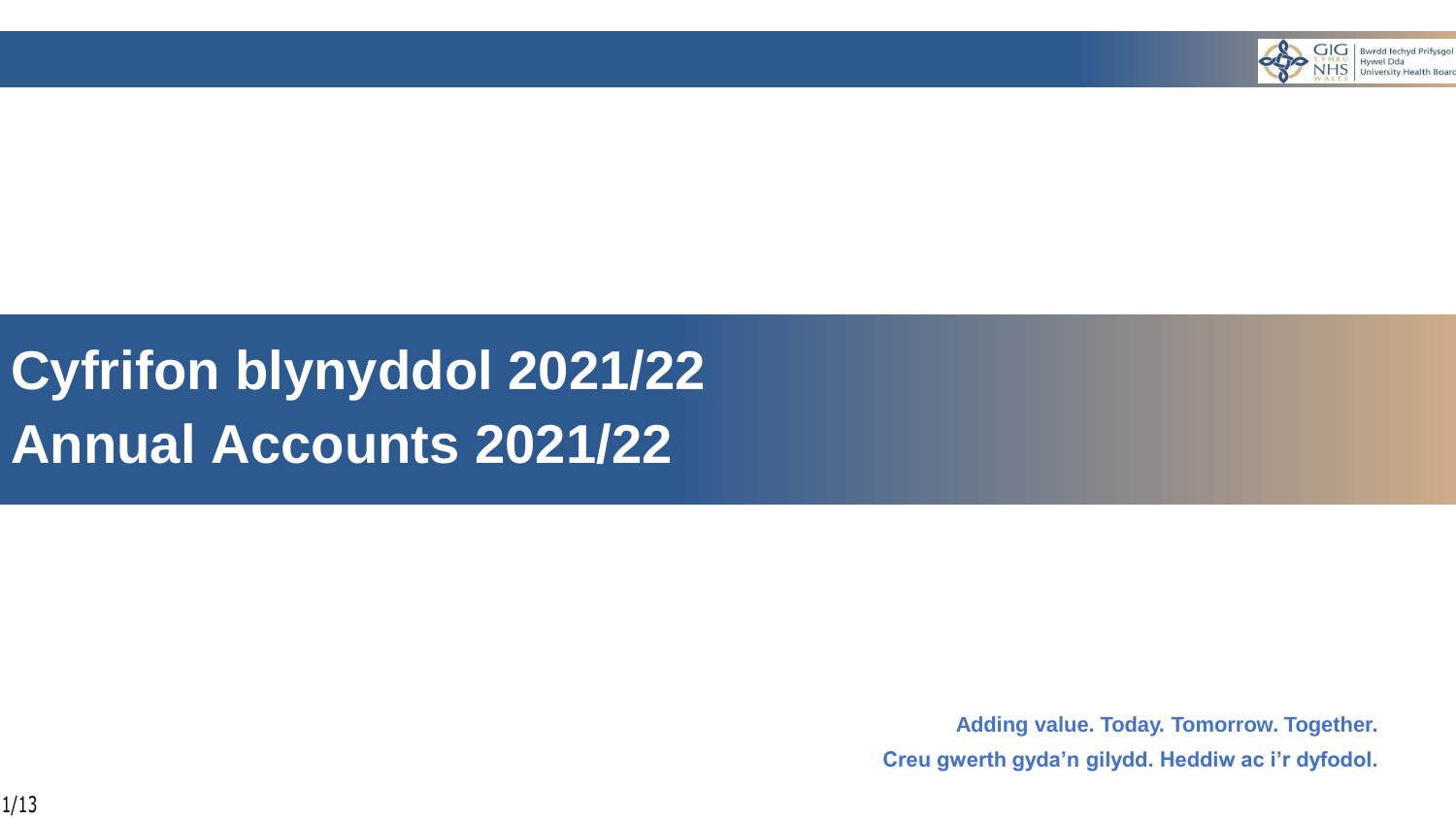Bwrdd Iechyd Prifysgol Hywel Dda University Health Board

# Cyfrifon blynyddol 2021/22
# Annual Accounts 2021/22

**Adding value. Today. Tomorrow. Together.**

**Creu gwerth gyda'n gilydd. Heddiw ac i'r dyfodol.**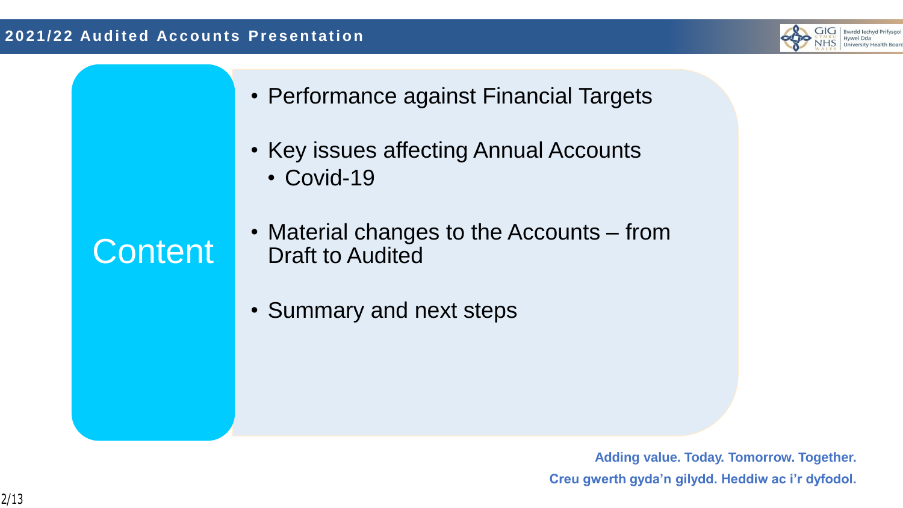# Content

- Performance against Financial Targets
- Key issues affecting Annual Accounts
  - Covid-19
- Material changes to the Accounts – from Draft to Audited
- Summary and next steps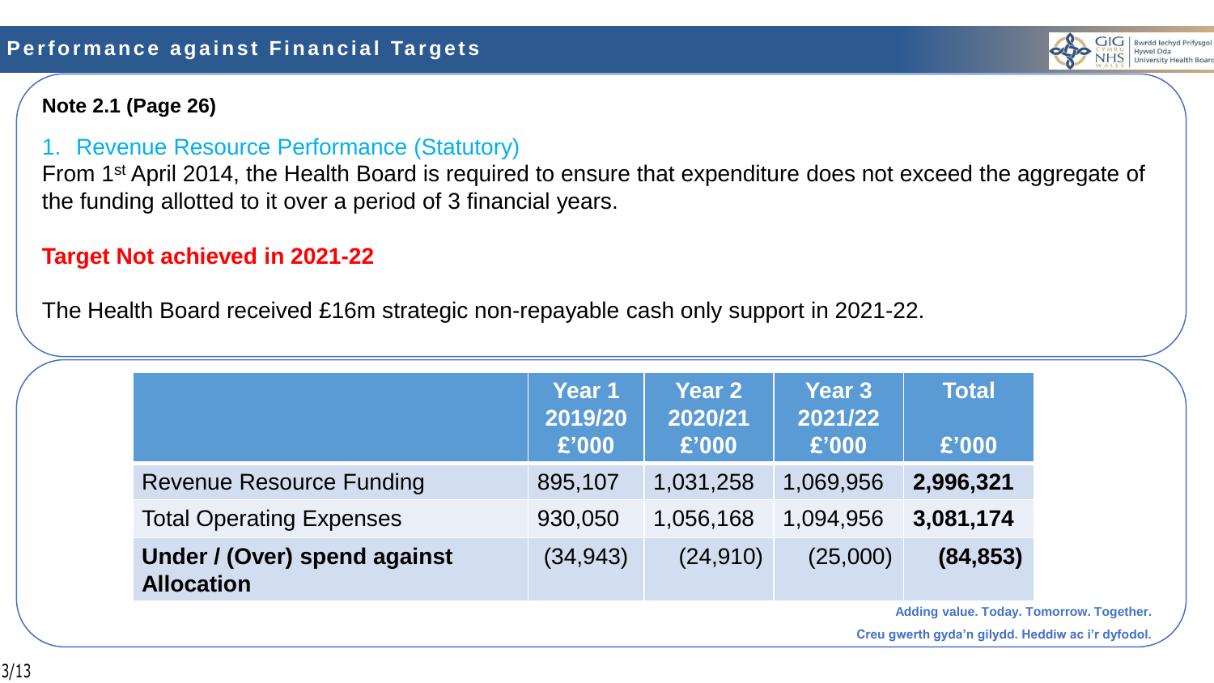# Performance against Financial Targets

**Note 2.1 (Page 26)**

1. Revenue Resource Performance (Statutory)

From 1st April 2014, the Health Board is required to ensure that expenditure does not exceed the aggregate of the funding allotted to it over a period of 3 financial years.

**Target Not achieved in 2021-22**

The Health Board received £16m strategic non-repayable cash only support in 2021-22.

| | Year 1 2019/20 £’000 | Year 2 2020/21 £’000 | Year 3 2021/22 £’000 | Total £’000 |
|---|---|---|---|---|
| Revenue Resource Funding | 895,107 | 1,031,258 | 1,069,956 | **2,996,321** |
| Total Operating Expenses | 930,050 | 1,056,168 | 1,094,956 | **3,081,174** |
| **Under / (Over) spend against Allocation** | (34,943) | (24,910) | (25,000) | **(84,853)** |

Adding value. Today. Tomorrow. Together.

Creu gwerth gyda’n gilydd. Heddiw ac i’r dyfodol.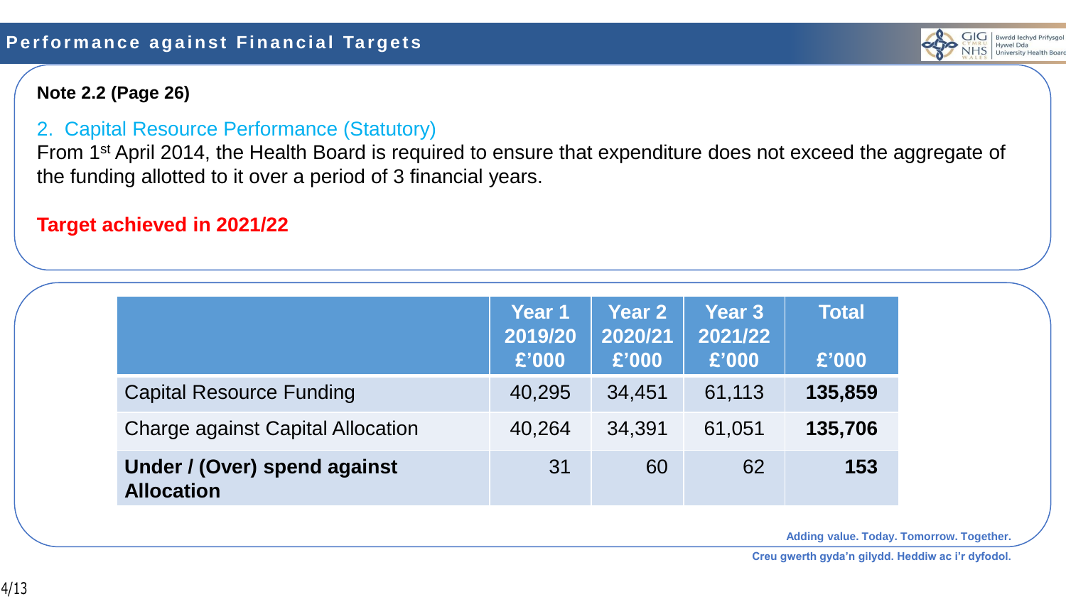# Performance against Financial Targets

**Note 2.2 (Page 26)**

## 2. Capital Resource Performance (Statutory)

From 1st April 2014, the Health Board is required to ensure that expenditure does not exceed the aggregate of the funding allotted to it over a period of 3 financial years.

**Target achieved in 2021/22**

| | Year 1 2019/20 £'000 | Year 2 2020/21 £'000 | Year 3 2021/22 £'000 | Total £'000 |
|---|---|---|---|---|
| Capital Resource Funding | 40,295 | 34,451 | 61,113 | **135,859** |
| Charge against Capital Allocation | 40,264 | 34,391 | 61,051 | **135,706** |
| **Under / (Over) spend against Allocation** | 31 | 60 | 62 | **153** |

Adding value. Today. Tomorrow. Together.

Creu gwerth gyda'n gilydd. Heddiw ac i'r dyfodol.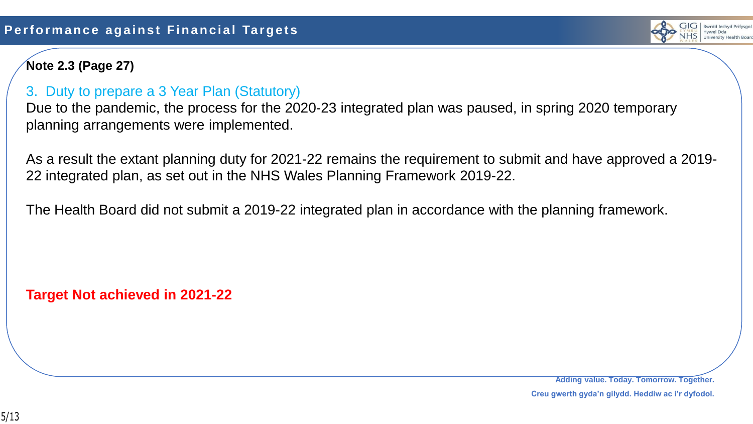## Performance against Financial Targets

**Note 2.3 (Page 27)**

### 3. Duty to prepare a 3 Year Plan (Statutory)

Due to the pandemic, the process for the 2020-23 integrated plan was paused, in spring 2020 temporary planning arrangements were implemented.

As a result the extant planning duty for 2021-22 remains the requirement to submit and have approved a 2019-22 integrated plan, as set out in the NHS Wales Planning Framework 2019-22.

The Health Board did not submit a 2019-22 integrated plan in accordance with the planning framework.

**Target Not achieved in 2021-22**

**Adding value. Today. Tomorrow. Together.**

**Creu gwerth gyda'n gilydd. Heddiw ac i'r dyfodol.**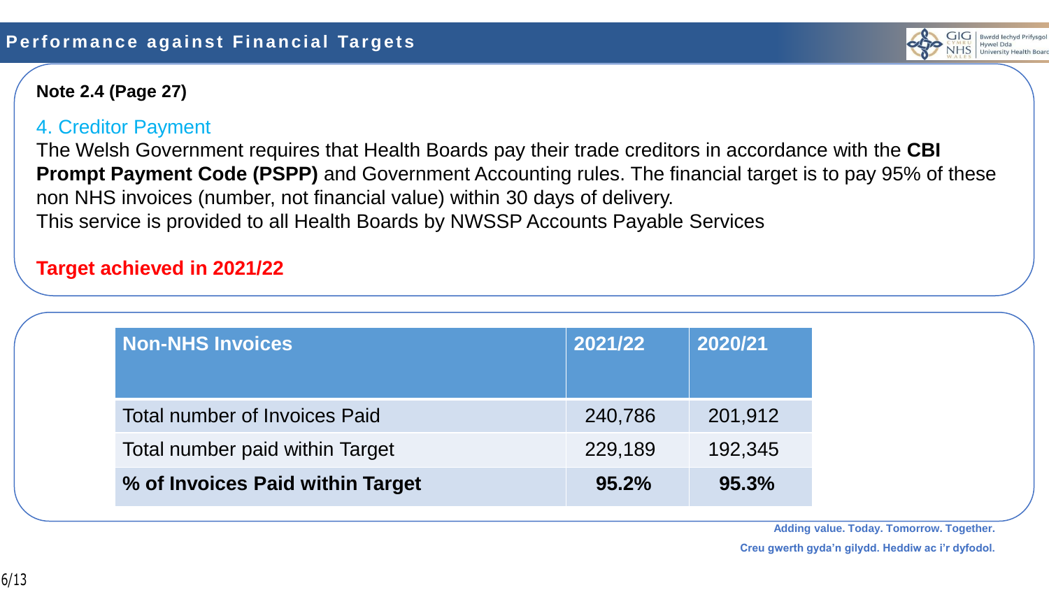# Performance against Financial Targets

**Note 2.4 (Page 27)**

## 4. Creditor Payment

The Welsh Government requires that Health Boards pay their trade creditors in accordance with the **CBI Prompt Payment Code (PSPP)** and Government Accounting rules. The financial target is to pay 95% of these non NHS invoices (number, not financial value) within 30 days of delivery.

This service is provided to all Health Boards by NWSSP Accounts Payable Services

**Target achieved in 2021/22**

| Non-NHS Invoices | 2021/22 | 2020/21 |
|---|---|---|
| Total number of Invoices Paid | 240,786 | 201,912 |
| Total number paid within Target | 229,189 | 192,345 |
| **% of Invoices Paid within Target** | **95.2%** | **95.3%** |

Adding value. Today. Tomorrow. Together.

Creu gwerth gyda'n gilydd. Heddiw ac i'r dyfodol.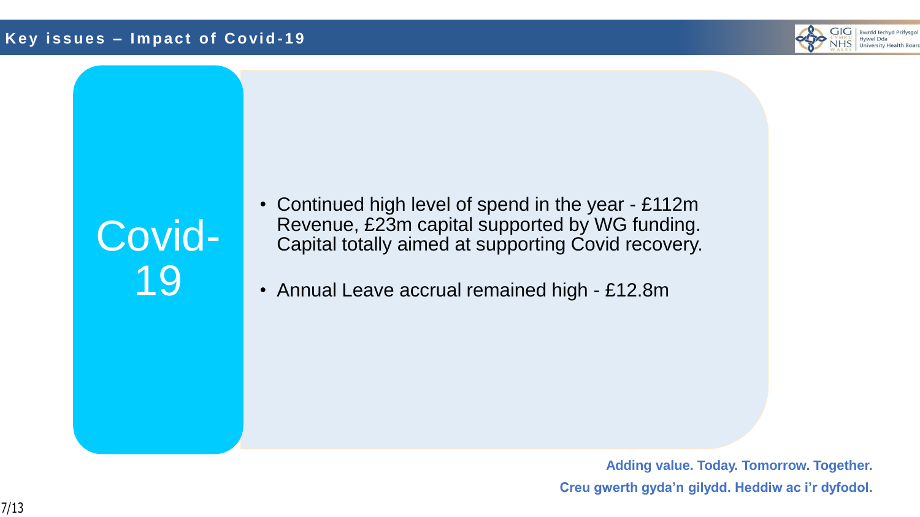## Key issues – Impact of Covid-19

**Covid-19**

- Continued high level of spend in the year - £112m Revenue, £23m capital supported by WG funding. Capital totally aimed at supporting Covid recovery.
- Annual Leave accrual remained high - £12.8m

**Adding value. Today. Tomorrow. Together.**

**Creu gwerth gyda'n gilydd. Heddiw ac i'r dyfodol.**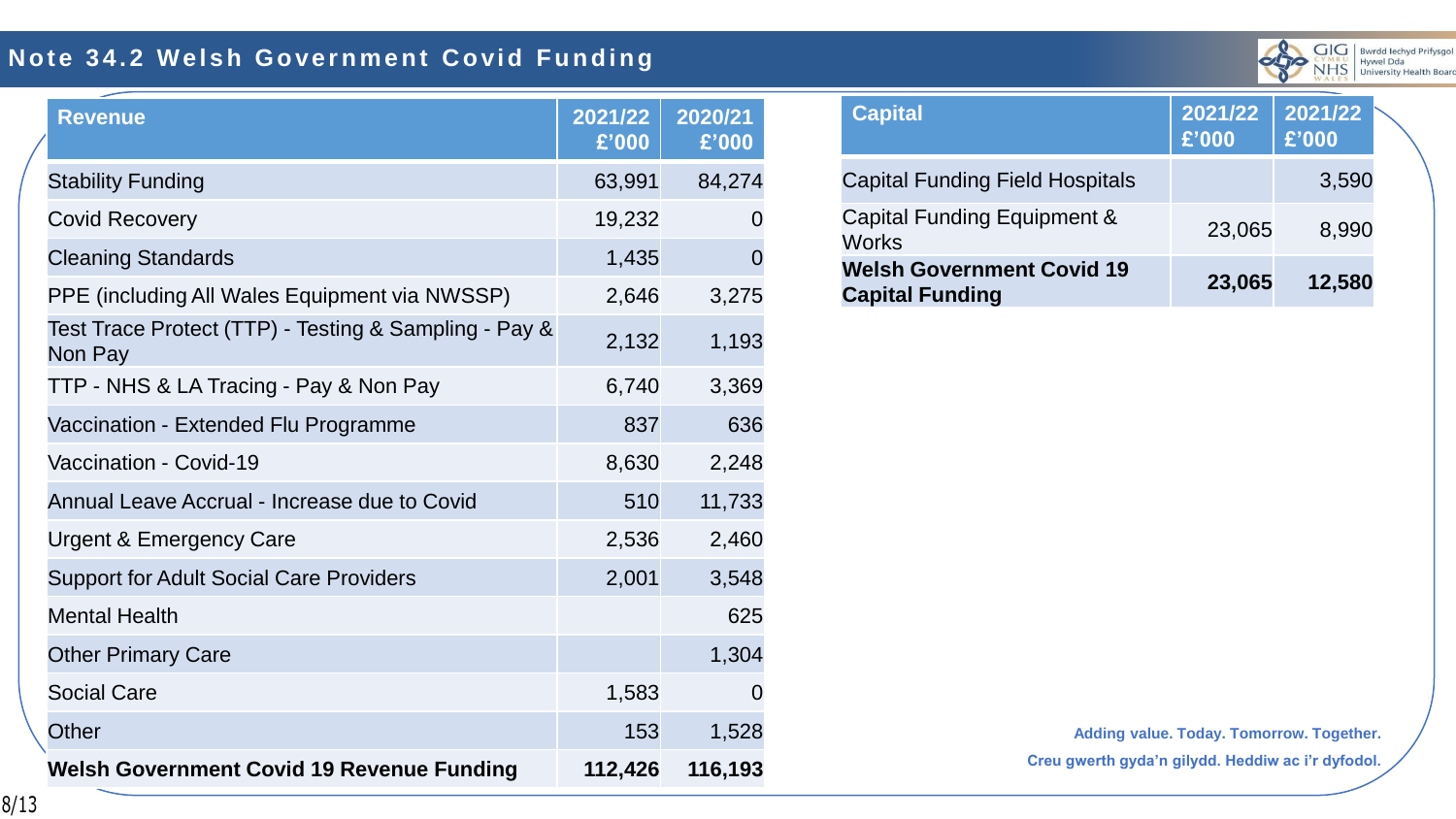## Note 34.2 Welsh Government Covid Funding

| Revenue | 2021/22 £'000 | 2020/21 £'000 |
|---|---|---|
| Stability Funding | 63,991 | 84,274 |
| Covid Recovery | 19,232 | 0 |
| Cleaning Standards | 1,435 | 0 |
| PPE (including All Wales Equipment via NWSSP) | 2,646 | 3,275 |
| Test Trace Protect (TTP) - Testing & Sampling - Pay & Non Pay | 2,132 | 1,193 |
| TTP - NHS & LA Tracing - Pay & Non Pay | 6,740 | 3,369 |
| Vaccination - Extended Flu Programme | 837 | 636 |
| Vaccination - Covid-19 | 8,630 | 2,248 |
| Annual Leave Accrual - Increase due to Covid | 510 | 11,733 |
| Urgent & Emergency Care | 2,536 | 2,460 |
| Support for Adult Social Care Providers | 2,001 | 3,548 |
| Mental Health | | 625 |
| Other Primary Care | | 1,304 |
| Social Care | 1,583 | 0 |
| Other | 153 | 1,528 |
| **Welsh Government Covid 19 Revenue Funding** | **112,426** | **116,193** |

| Capital | 2021/22 £'000 | 2021/22 £'000 |
|---|---|---|
| Capital Funding Field Hospitals | | 3,590 |
| Capital Funding Equipment & Works | 23,065 | 8,990 |
| **Welsh Government Covid 19 Capital Funding** | **23,065** | **12,580** |

Adding value. Today. Tomorrow. Together.

Creu gwerth gyda'n gilydd. Heddiw ac i'r dyfodol.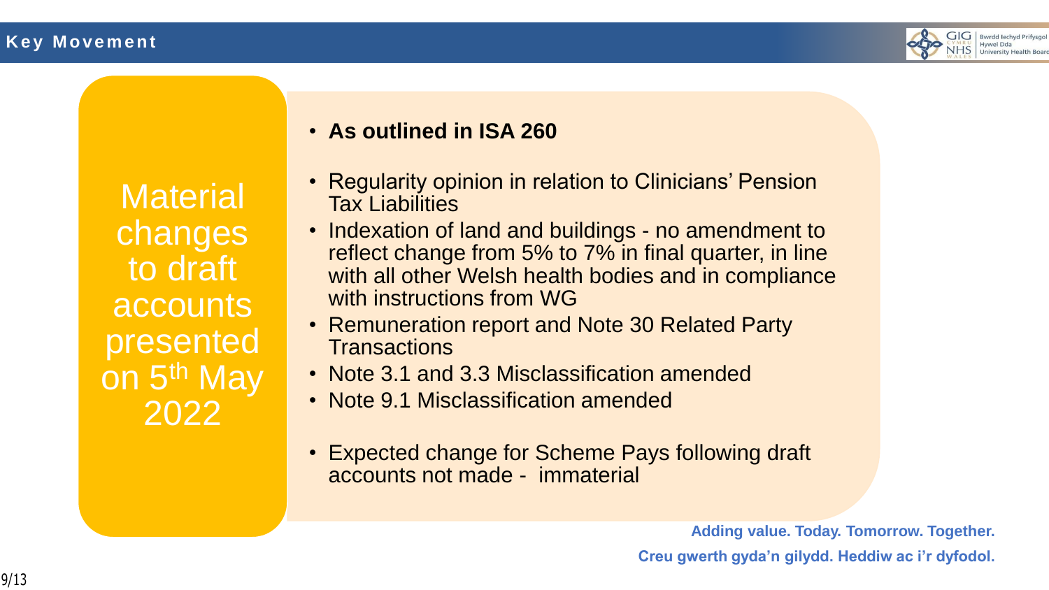## Key Movement

### Material changes to draft accounts presented on 5th May 2022

- **As outlined in ISA 260**
- Regularity opinion in relation to Clinicians' Pension Tax Liabilities
- Indexation of land and buildings - no amendment to reflect change from 5% to 7% in final quarter, in line with all other Welsh health bodies and in compliance with instructions from WG
- Remuneration report and Note 30 Related Party Transactions
- Note 3.1 and 3.3 Misclassification amended
- Note 9.1 Misclassification amended
- Expected change for Scheme Pays following draft accounts not made - immaterial

**Adding value. Today. Tomorrow. Together.**

**Creu gwerth gyda'n gilydd. Heddiw ac i'r dyfodol.**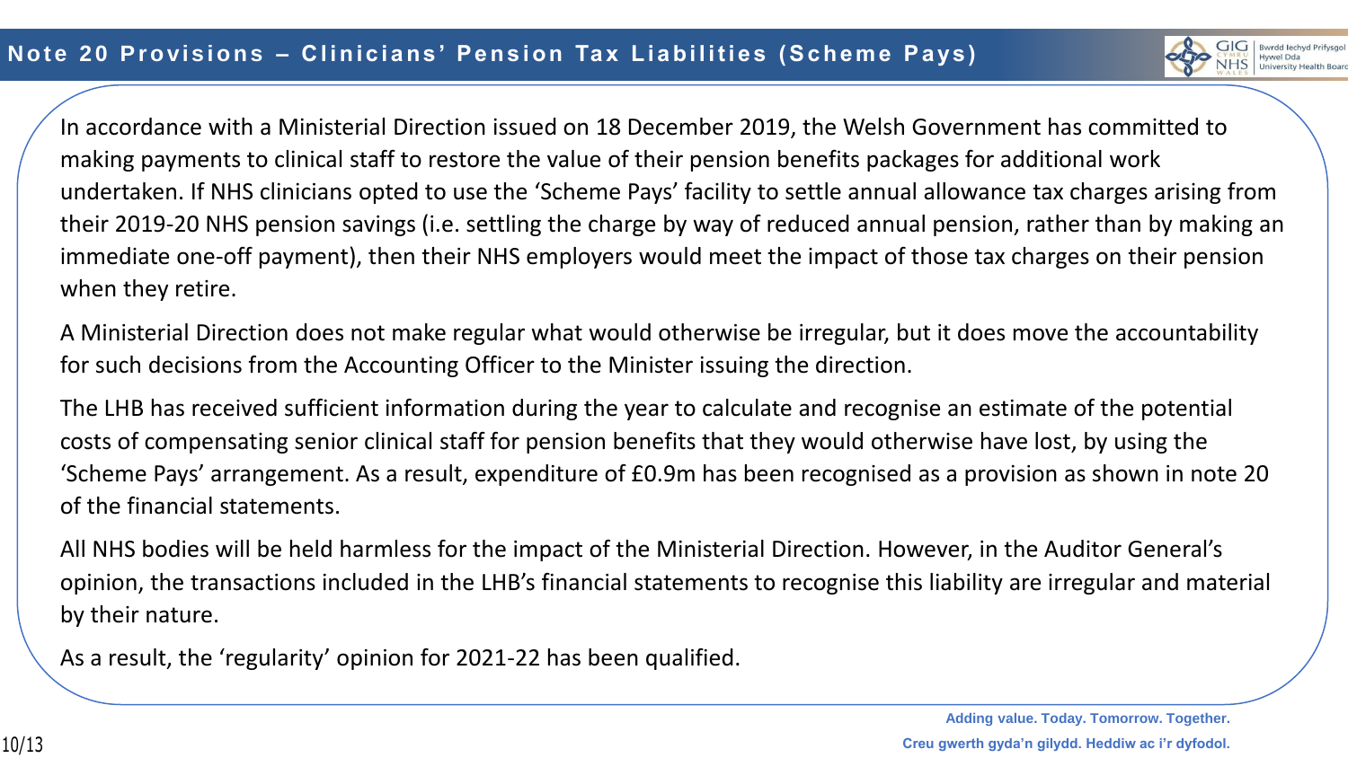# Note 20 Provisions – Clinicians' Pension Tax Liabilities (Scheme Pays)

In accordance with a Ministerial Direction issued on 18 December 2019, the Welsh Government has committed to making payments to clinical staff to restore the value of their pension benefits packages for additional work undertaken. If NHS clinicians opted to use the 'Scheme Pays' facility to settle annual allowance tax charges arising from their 2019-20 NHS pension savings (i.e. settling the charge by way of reduced annual pension, rather than by making an immediate one-off payment), then their NHS employers would meet the impact of those tax charges on their pension when they retire.

A Ministerial Direction does not make regular what would otherwise be irregular, but it does move the accountability for such decisions from the Accounting Officer to the Minister issuing the direction.

The LHB has received sufficient information during the year to calculate and recognise an estimate of the potential costs of compensating senior clinical staff for pension benefits that they would otherwise have lost, by using the 'Scheme Pays' arrangement. As a result, expenditure of £0.9m has been recognised as a provision as shown in note 20 of the financial statements.

All NHS bodies will be held harmless for the impact of the Ministerial Direction. However, in the Auditor General's opinion, the transactions included in the LHB's financial statements to recognise this liability are irregular and material by their nature.

As a result, the 'regularity' opinion for 2021-22 has been qualified.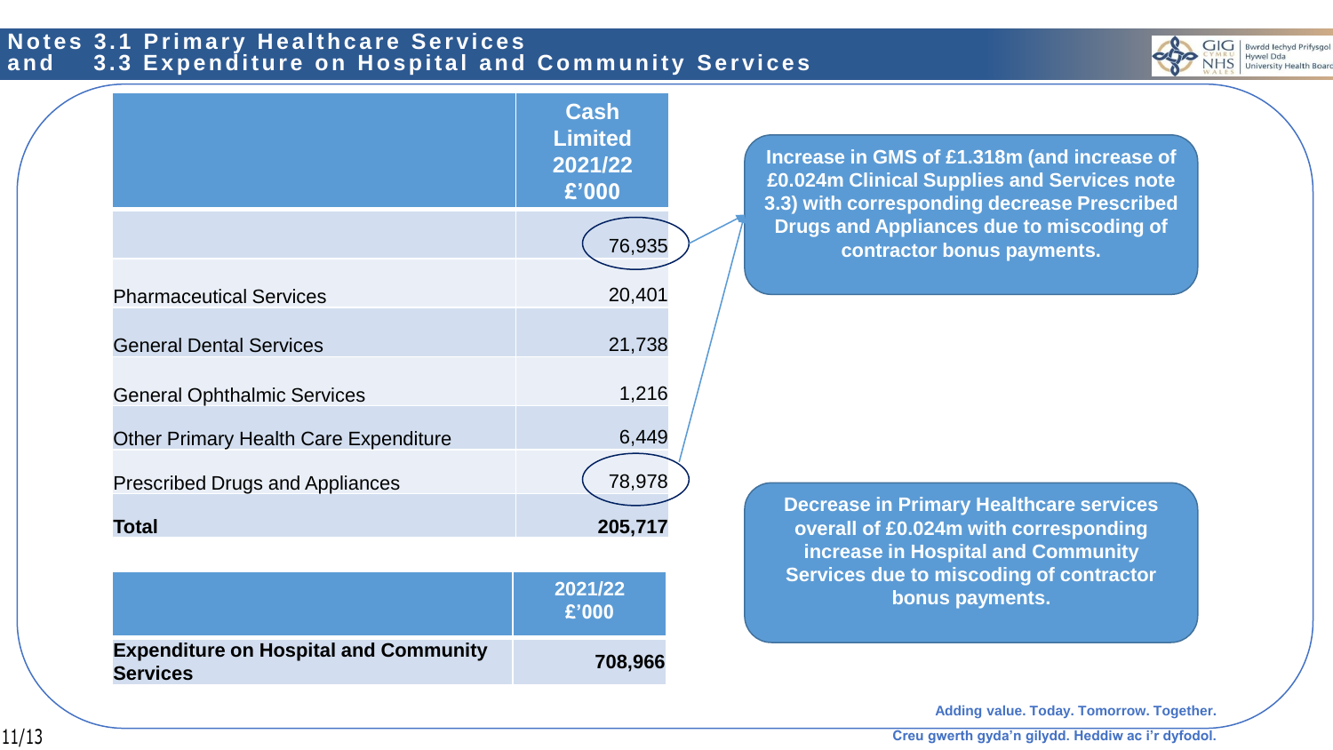# Notes 3.1 Primary Healthcare Services and 3.3 Expenditure on Hospital and Community Services

| | Cash Limited 2021/22 £'000 |
|---|---|
| | 76,935 |
| Pharmaceutical Services | 20,401 |
| General Dental Services | 21,738 |
| General Ophthalmic Services | 1,216 |
| Other Primary Health Care Expenditure | 6,449 |
| Prescribed Drugs and Appliances | 78,978 |
| **Total** | **205,717** |

**Increase in GMS of £1.318m (and increase of £0.024m Clinical Supplies and Services note 3.3) with corresponding decrease Prescribed Drugs and Appliances due to miscoding of contractor bonus payments.**

| | 2021/22 £'000 |
|---|---|
| **Expenditure on Hospital and Community Services** | **708,966** |

**Decrease in Primary Healthcare services overall of £0.024m with corresponding increase in Hospital and Community Services due to miscoding of contractor bonus payments.**

**Adding value. Today. Tomorrow. Together.**

**Creu gwerth gyda'n gilydd. Heddiw ac i'r dyfodol.**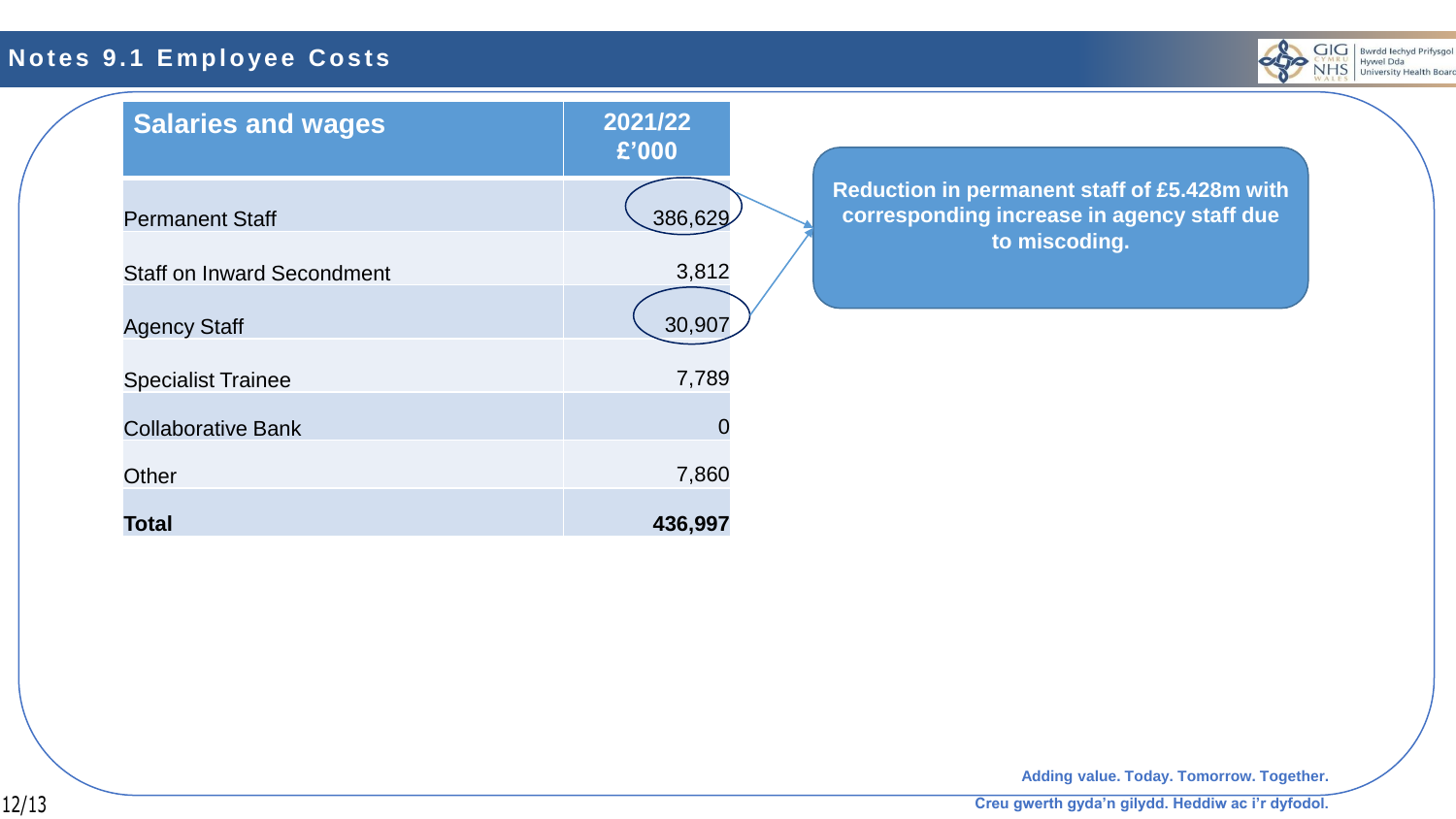# Notes 9.1 Employee Costs

| Salaries and wages | 2021/22 £'000 |
|---|---|
| Permanent Staff | 386,629 |
| Staff on Inward Secondment | 3,812 |
| Agency Staff | 30,907 |
| Specialist Trainee | 7,789 |
| Collaborative Bank | 0 |
| Other | 7,860 |
| **Total** | **436,997** |

**Reduction in permanent staff of £5.428m with corresponding increase in agency staff due to miscoding.**

**Adding value. Today. Tomorrow. Together.**

**Creu gwerth gyda'n gilydd. Heddiw ac i'r dyfodol.**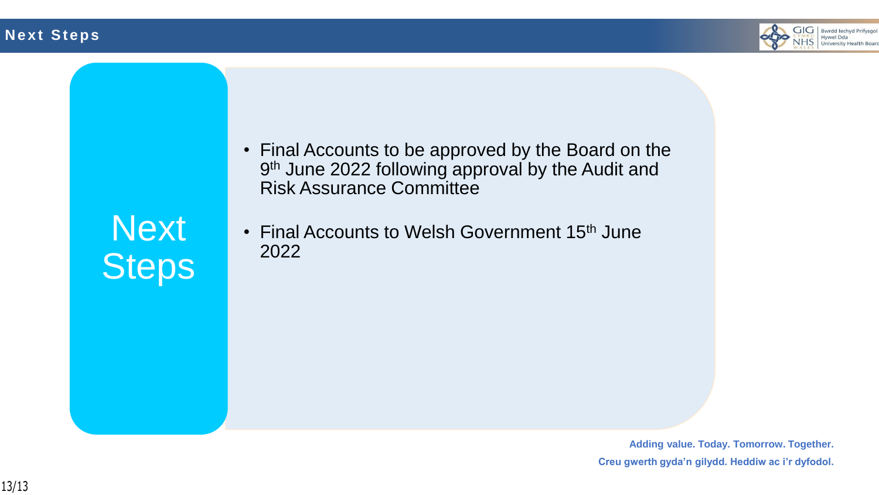## Next Steps

### Next Steps

- Final Accounts to be approved by the Board on the 9th June 2022 following approval by the Audit and Risk Assurance Committee
- Final Accounts to Welsh Government 15th June 2022

**Adding value. Today. Tomorrow. Together.**

**Creu gwerth gyda'n gilydd. Heddiw ac i'r dyfodol.**